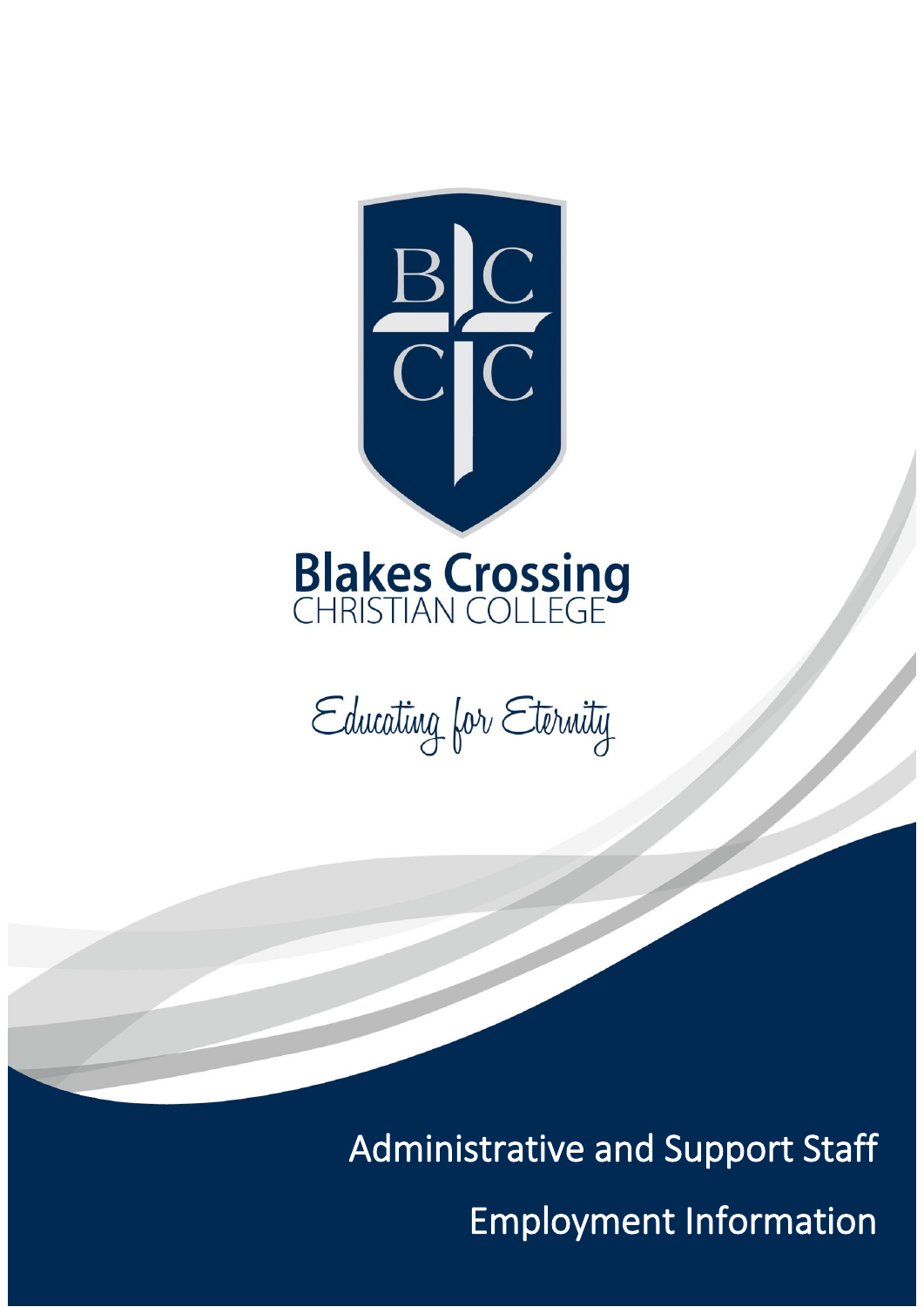Blakes Crossing
CHRISTIAN COLLEGE

*Educating for Eternity*

# Administrative and Support Staff

# Employment Information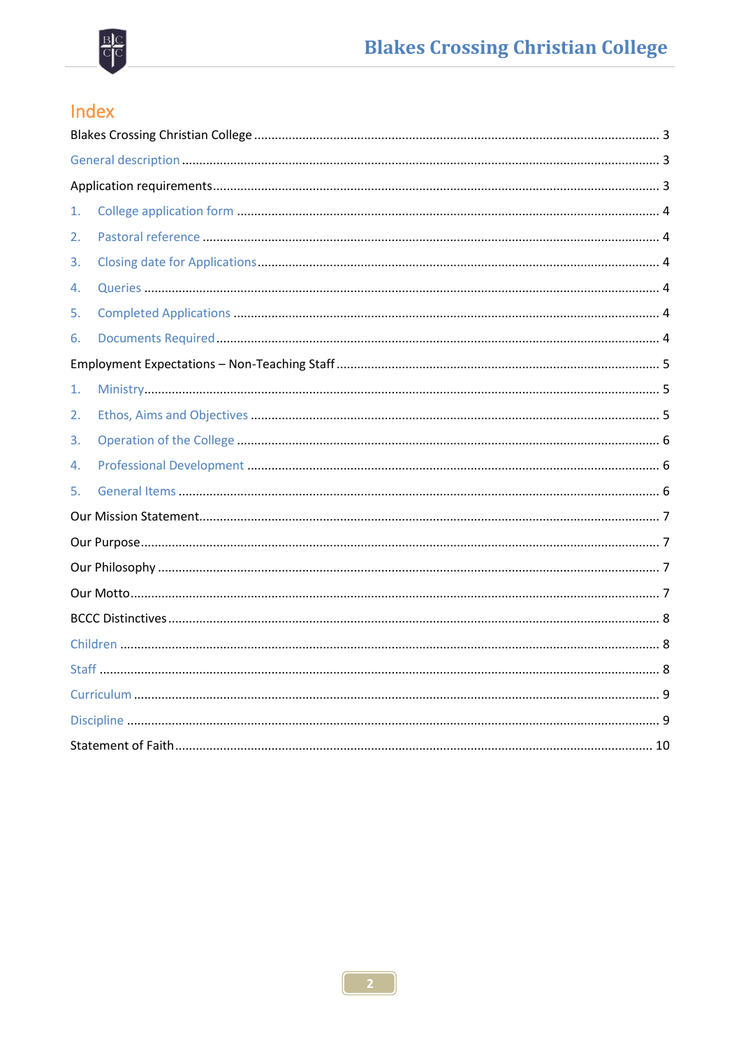# Index

Blakes Crossing Christian College .......................................................................................................... 3

General description ............................................................................................................................... 3

Application requirements ....................................................................................................................... 3

1. College application form ..................................................................................................................... 4
2. Pastoral reference ............................................................................................................................... 4
3. Closing date for Applications ............................................................................................................. 4
4. Queries ................................................................................................................................................ 4
5. Completed Applications ..................................................................................................................... 4
6. Documents Required .......................................................................................................................... 4

Employment Expectations – Non-Teaching Staff .................................................................................... 5

1. Ministry ............................................................................................................................................... 5
2. Ethos, Aims and Objectives ................................................................................................................ 5
3. Operation of the College ..................................................................................................................... 6
4. Professional Development .................................................................................................................. 6
5. General Items ...................................................................................................................................... 6

Our Mission Statement ............................................................................................................................. 7

Our Purpose ............................................................................................................................................... 7

Our Philosophy .......................................................................................................................................... 7

Our Motto .................................................................................................................................................. 7

BCCC Distinctives ..................................................................................................................................... 8

Children ..................................................................................................................................................... 8

Staff ........................................................................................................................................................... 8

Curriculum ................................................................................................................................................. 9

Discipline ................................................................................................................................................... 9

Statement of Faith ................................................................................................................................... 10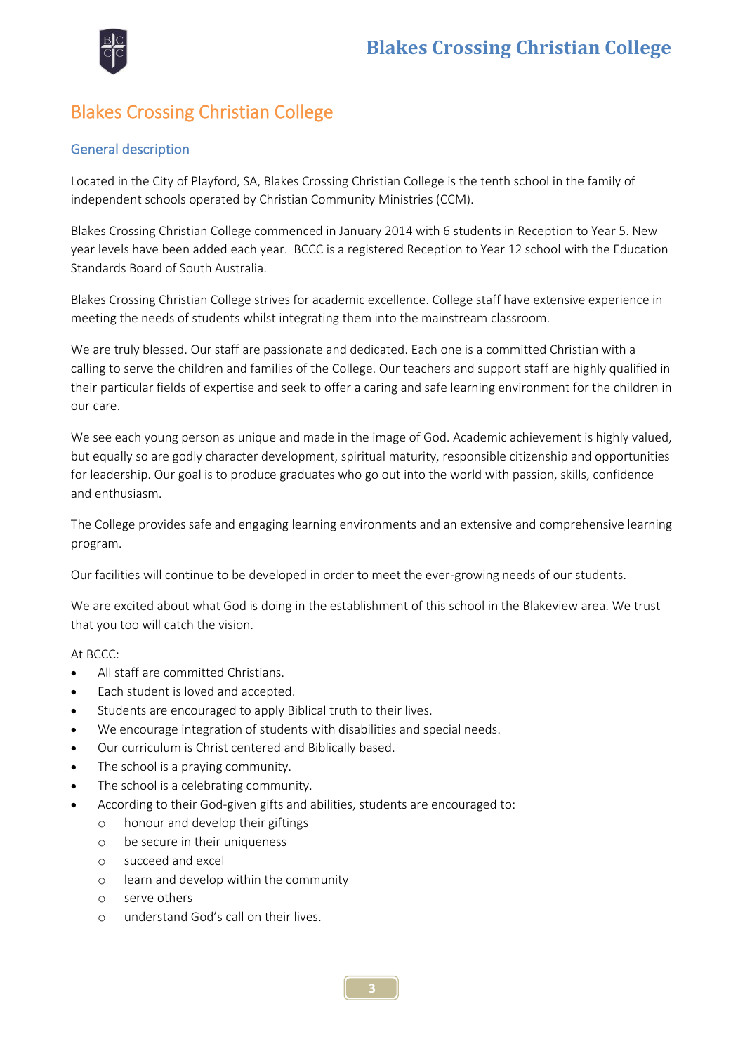# Blakes Crossing Christian College

## General description

Located in the City of Playford, SA, Blakes Crossing Christian College is the tenth school in the family of independent schools operated by Christian Community Ministries (CCM).

Blakes Crossing Christian College commenced in January 2014 with 6 students in Reception to Year 5. New year levels have been added each year. BCCC is a registered Reception to Year 12 school with the Education Standards Board of South Australia.

Blakes Crossing Christian College strives for academic excellence. College staff have extensive experience in meeting the needs of students whilst integrating them into the mainstream classroom.

We are truly blessed. Our staff are passionate and dedicated. Each one is a committed Christian with a calling to serve the children and families of the College. Our teachers and support staff are highly qualified in their particular fields of expertise and seek to offer a caring and safe learning environment for the children in our care.

We see each young person as unique and made in the image of God. Academic achievement is highly valued, but equally so are godly character development, spiritual maturity, responsible citizenship and opportunities for leadership. Our goal is to produce graduates who go out into the world with passion, skills, confidence and enthusiasm.

The College provides safe and engaging learning environments and an extensive and comprehensive learning program.

Our facilities will continue to be developed in order to meet the ever-growing needs of our students.

We are excited about what God is doing in the establishment of this school in the Blakeview area. We trust that you too will catch the vision.

At BCCC:

- All staff are committed Christians.
- Each student is loved and accepted.
- Students are encouraged to apply Biblical truth to their lives.
- We encourage integration of students with disabilities and special needs.
- Our curriculum is Christ centered and Biblically based.
- The school is a praying community.
- The school is a celebrating community.
- According to their God-given gifts and abilities, students are encouraged to:
  - honour and develop their giftings
  - be secure in their uniqueness
  - succeed and excel
  - learn and develop within the community
  - serve others
  - understand God's call on their lives.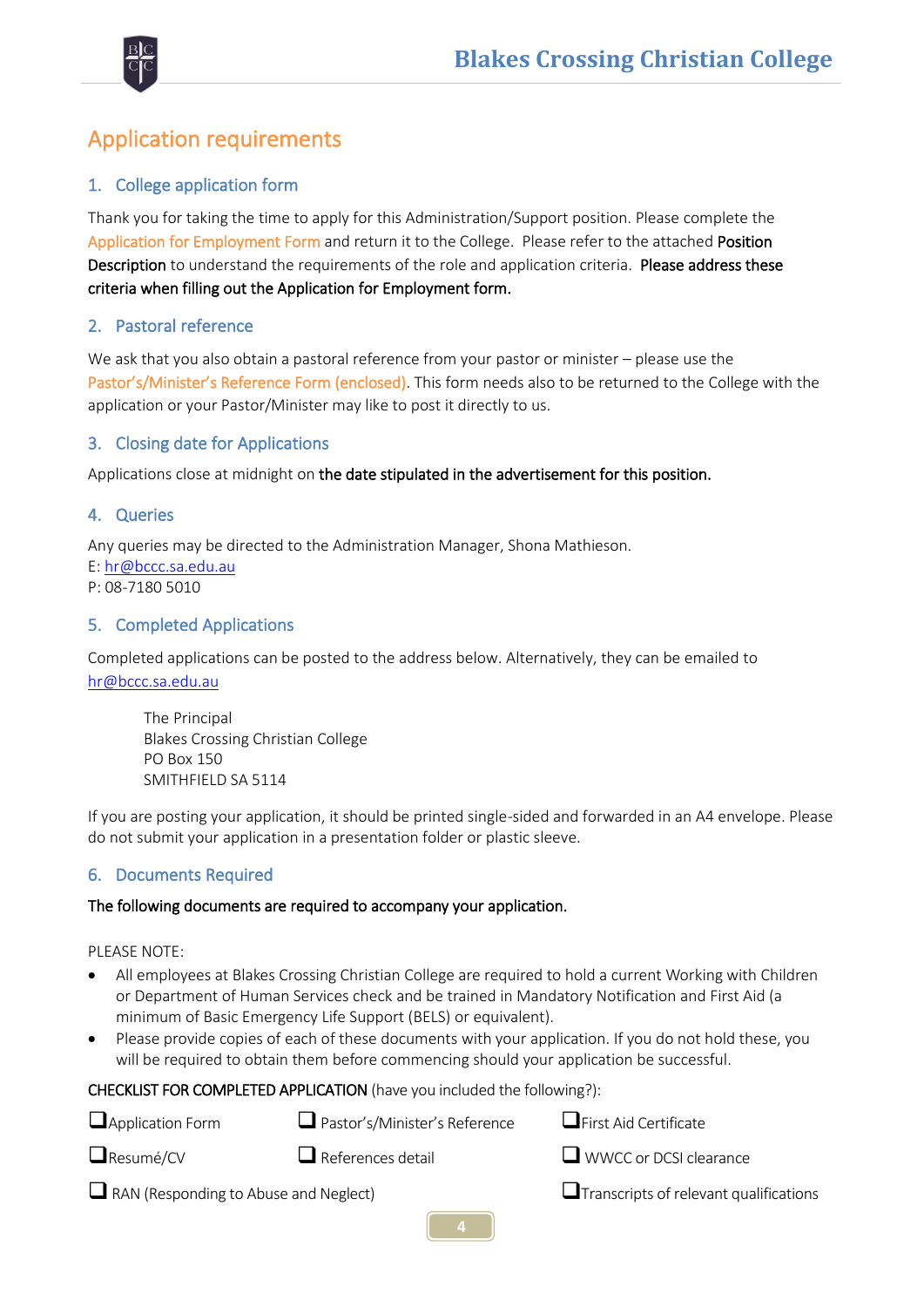# Application requirements

## 1. College application form

Thank you for taking the time to apply for this Administration/Support position. Please complete the Application for Employment Form and return it to the College. Please refer to the attached **Position Description** to understand the requirements of the role and application criteria. **Please address these criteria when filling out the Application for Employment form.**

## 2. Pastoral reference

We ask that you also obtain a pastoral reference from your pastor or minister – please use the Pastor's/Minister's Reference Form (enclosed). This form needs also to be returned to the College with the application or your Pastor/Minister may like to post it directly to us.

## 3. Closing date for Applications

Applications close at midnight on **the date stipulated in the advertisement for this position.**

## 4. Queries

Any queries may be directed to the Administration Manager, Shona Mathieson.
E: hr@bccc.sa.edu.au
P: 08-7180 5010

## 5. Completed Applications

Completed applications can be posted to the address below. Alternatively, they can be emailed to hr@bccc.sa.edu.au

The Principal
Blakes Crossing Christian College
PO Box 150
SMITHFIELD SA 5114

If you are posting your application, it should be printed single-sided and forwarded in an A4 envelope. Please do not submit your application in a presentation folder or plastic sleeve.

## 6. Documents Required

**The following documents are required to accompany your application.**

PLEASE NOTE:

- All employees at Blakes Crossing Christian College are required to hold a current Working with Children or Department of Human Services check and be trained in Mandatory Notification and First Aid (a minimum of Basic Emergency Life Support (BELS) or equivalent).
- Please provide copies of each of these documents with your application. If you do not hold these, you will be required to obtain them before commencing should your application be successful.

**CHECKLIST FOR COMPLETED APPLICATION** (have you included the following?):

- ❑ Application Form
- ❑ Pastor's/Minister's Reference
- ❑ First Aid Certificate
- ❑ Resumé/CV
- ❑ References detail
- ❑ WWCC or DCSI clearance
- ❑ RAN (Responding to Abuse and Neglect)
- ❑ Transcripts of relevant qualifications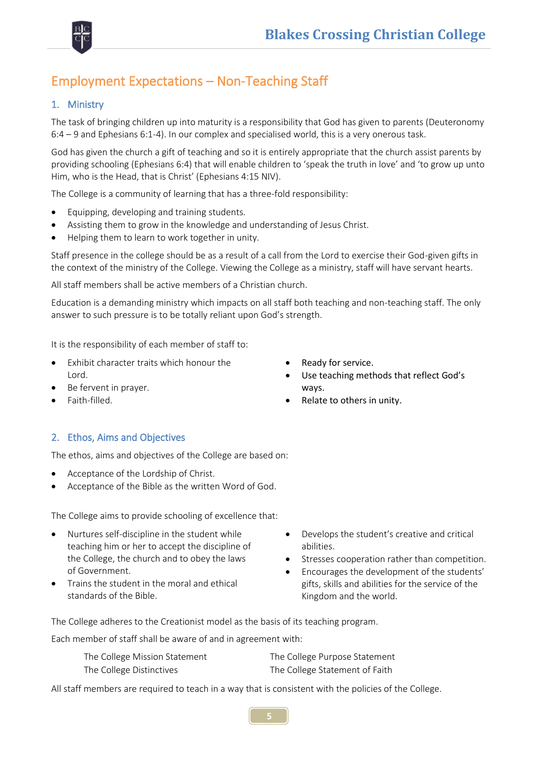# Employment Expectations – Non-Teaching Staff

## 1. Ministry

The task of bringing children up into maturity is a responsibility that God has given to parents (Deuteronomy 6:4 – 9 and Ephesians 6:1-4). In our complex and specialised world, this is a very onerous task.

God has given the church a gift of teaching and so it is entirely appropriate that the church assist parents by providing schooling (Ephesians 6:4) that will enable children to 'speak the truth in love' and 'to grow up unto Him, who is the Head, that is Christ' (Ephesians 4:15 NIV).

The College is a community of learning that has a three-fold responsibility:

- Equipping, developing and training students.
- Assisting them to grow in the knowledge and understanding of Jesus Christ.
- Helping them to learn to work together in unity.

Staff presence in the college should be as a result of a call from the Lord to exercise their God-given gifts in the context of the ministry of the College. Viewing the College as a ministry, staff will have servant hearts.

All staff members shall be active members of a Christian church.

Education is a demanding ministry which impacts on all staff both teaching and non-teaching staff. The only answer to such pressure is to be totally reliant upon God's strength.

It is the responsibility of each member of staff to:

- Exhibit character traits which honour the Lord.
- Be fervent in prayer.
- Faith-filled.
- Ready for service.
- Use teaching methods that reflect God's ways.
- Relate to others in unity.

## 2. Ethos, Aims and Objectives

The ethos, aims and objectives of the College are based on:

- Acceptance of the Lordship of Christ.
- Acceptance of the Bible as the written Word of God.

The College aims to provide schooling of excellence that:

- Nurtures self-discipline in the student while teaching him or her to accept the discipline of the College, the church and to obey the laws of Government.
- Trains the student in the moral and ethical standards of the Bible.
- Develops the student's creative and critical abilities.
- Stresses cooperation rather than competition.
- Encourages the development of the students' gifts, skills and abilities for the service of the Kingdom and the world.

The College adheres to the Creationist model as the basis of its teaching program.

Each member of staff shall be aware of and in agreement with:

- The College Mission Statement
- The College Distinctives
- The College Purpose Statement
- The College Statement of Faith

All staff members are required to teach in a way that is consistent with the policies of the College.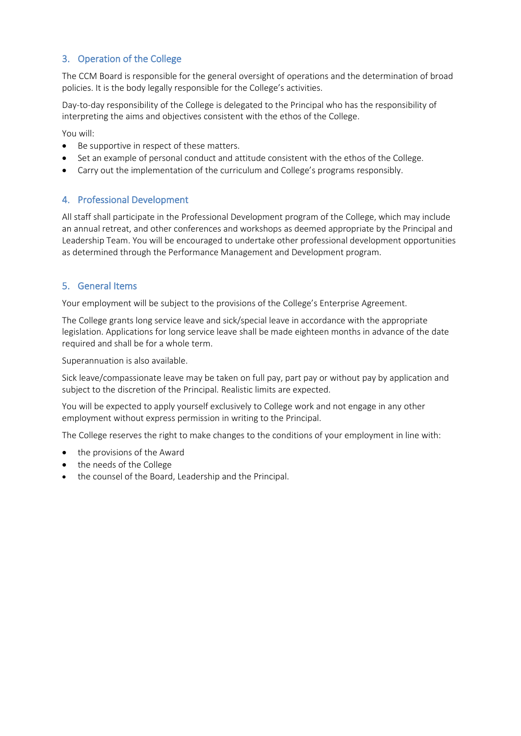## 3. Operation of the College

The CCM Board is responsible for the general oversight of operations and the determination of broad policies. It is the body legally responsible for the College's activities.

Day-to-day responsibility of the College is delegated to the Principal who has the responsibility of interpreting the aims and objectives consistent with the ethos of the College.

You will:

- Be supportive in respect of these matters.
- Set an example of personal conduct and attitude consistent with the ethos of the College.
- Carry out the implementation of the curriculum and College's programs responsibly.

## 4. Professional Development

All staff shall participate in the Professional Development program of the College, which may include an annual retreat, and other conferences and workshops as deemed appropriate by the Principal and Leadership Team. You will be encouraged to undertake other professional development opportunities as determined through the Performance Management and Development program.

## 5. General Items

Your employment will be subject to the provisions of the College's Enterprise Agreement.

The College grants long service leave and sick/special leave in accordance with the appropriate legislation. Applications for long service leave shall be made eighteen months in advance of the date required and shall be for a whole term.

Superannuation is also available.

Sick leave/compassionate leave may be taken on full pay, part pay or without pay by application and subject to the discretion of the Principal. Realistic limits are expected.

You will be expected to apply yourself exclusively to College work and not engage in any other employment without express permission in writing to the Principal.

The College reserves the right to make changes to the conditions of your employment in line with:

- the provisions of the Award
- the needs of the College
- the counsel of the Board, Leadership and the Principal.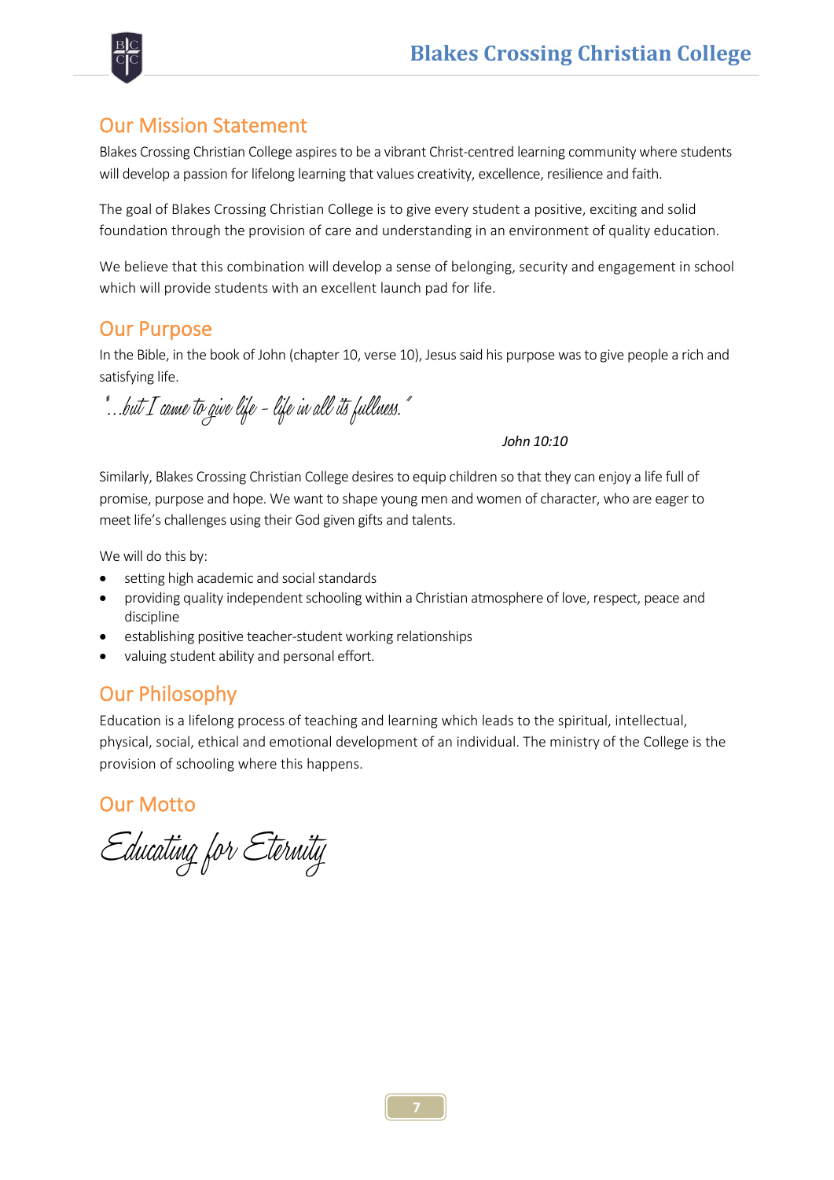## Our Mission Statement

Blakes Crossing Christian College aspires to be a vibrant Christ-centred learning community where students will develop a passion for lifelong learning that values creativity, excellence, resilience and faith.

The goal of Blakes Crossing Christian College is to give every student a positive, exciting and solid foundation through the provision of care and understanding in an environment of quality education.

We believe that this combination will develop a sense of belonging, security and engagement in school which will provide students with an excellent launch pad for life.

## Our Purpose

In the Bible, in the book of John (chapter 10, verse 10), Jesus said his purpose was to give people a rich and satisfying life.

*"...but I came to give life – life in all its fullness."*

*John 10:10*

Similarly, Blakes Crossing Christian College desires to equip children so that they can enjoy a life full of promise, purpose and hope. We want to shape young men and women of character, who are eager to meet life's challenges using their God given gifts and talents.

We will do this by:

- setting high academic and social standards
- providing quality independent schooling within a Christian atmosphere of love, respect, peace and discipline
- establishing positive teacher-student working relationships
- valuing student ability and personal effort.

## Our Philosophy

Education is a lifelong process of teaching and learning which leads to the spiritual, intellectual, physical, social, ethical and emotional development of an individual. The ministry of the College is the provision of schooling where this happens.

## Our Motto

*Educating for Eternity*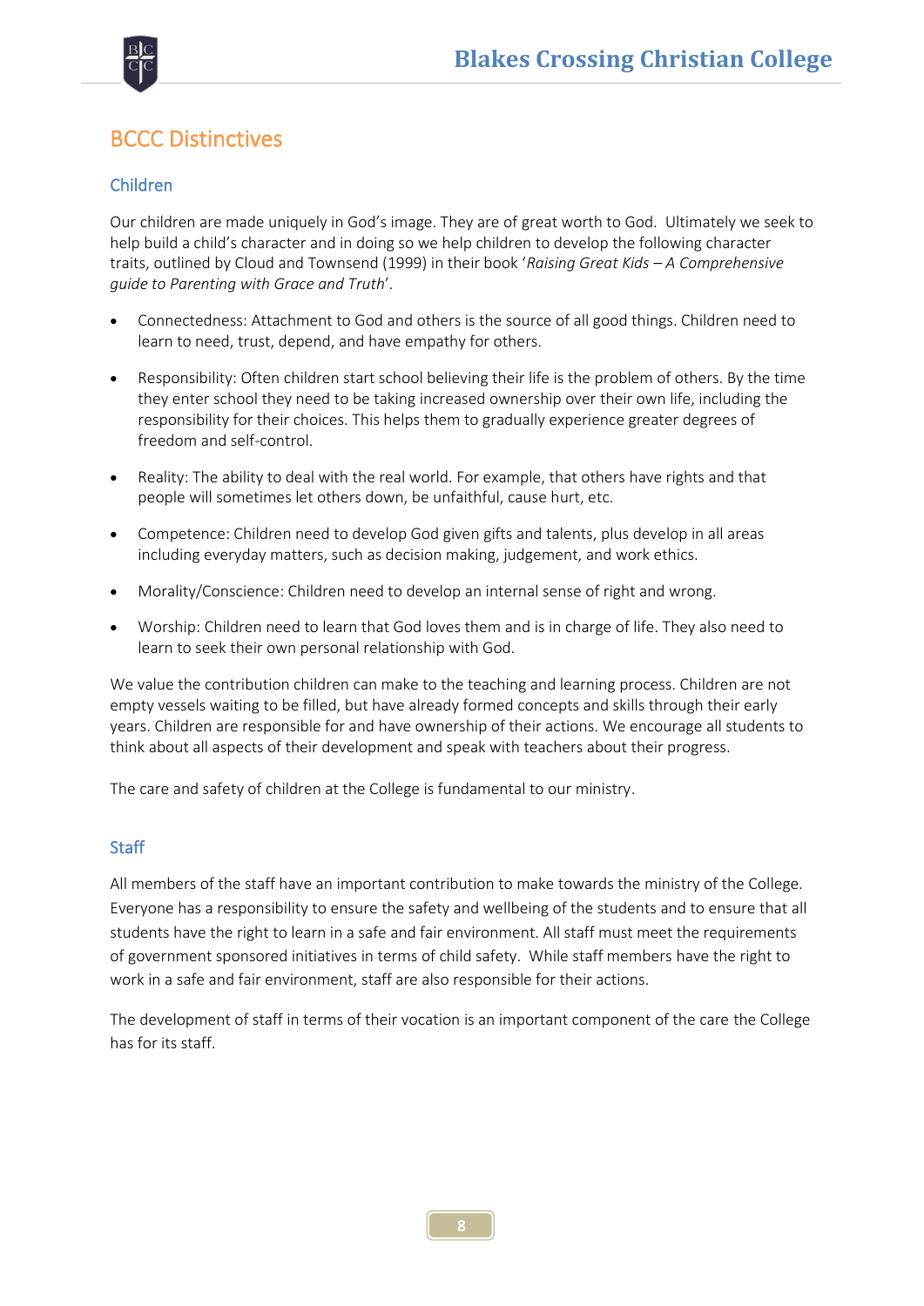## BCCC Distinctives

### Children

Our children are made uniquely in God's image. They are of great worth to God. Ultimately we seek to help build a child's character and in doing so we help children to develop the following character traits, outlined by Cloud and Townsend (1999) in their book '*Raising Great Kids – A Comprehensive guide to Parenting with Grace and Truth*'.

- Connectedness: Attachment to God and others is the source of all good things. Children need to learn to need, trust, depend, and have empathy for others.
- Responsibility: Often children start school believing their life is the problem of others. By the time they enter school they need to be taking increased ownership over their own life, including the responsibility for their choices. This helps them to gradually experience greater degrees of freedom and self-control.
- Reality: The ability to deal with the real world. For example, that others have rights and that people will sometimes let others down, be unfaithful, cause hurt, etc.
- Competence: Children need to develop God given gifts and talents, plus develop in all areas including everyday matters, such as decision making, judgement, and work ethics.
- Morality/Conscience: Children need to develop an internal sense of right and wrong.
- Worship: Children need to learn that God loves them and is in charge of life. They also need to learn to seek their own personal relationship with God.

We value the contribution children can make to the teaching and learning process. Children are not empty vessels waiting to be filled, but have already formed concepts and skills through their early years. Children are responsible for and have ownership of their actions. We encourage all students to think about all aspects of their development and speak with teachers about their progress.

The care and safety of children at the College is fundamental to our ministry.

### Staff

All members of the staff have an important contribution to make towards the ministry of the College. Everyone has a responsibility to ensure the safety and wellbeing of the students and to ensure that all students have the right to learn in a safe and fair environment. All staff must meet the requirements of government sponsored initiatives in terms of child safety. While staff members have the right to work in a safe and fair environment, staff are also responsible for their actions.

The development of staff in terms of their vocation is an important component of the care the College has for its staff.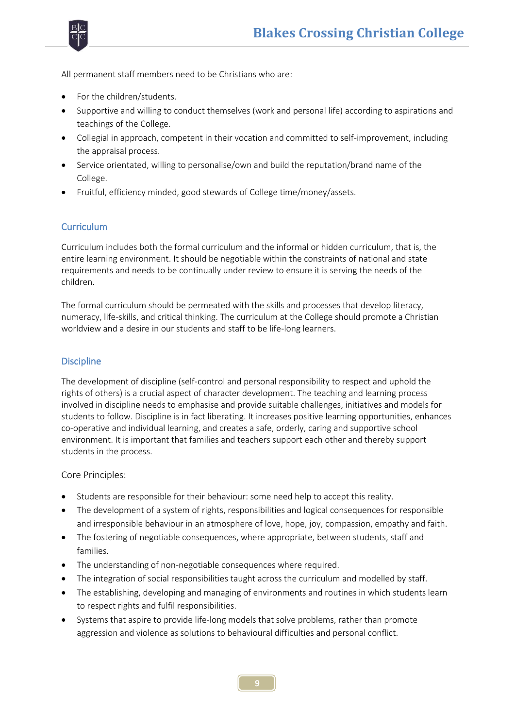All permanent staff members need to be Christians who are:

- For the children/students.
- Supportive and willing to conduct themselves (work and personal life) according to aspirations and teachings of the College.
- Collegial in approach, competent in their vocation and committed to self-improvement, including the appraisal process.
- Service orientated, willing to personalise/own and build the reputation/brand name of the College.
- Fruitful, efficiency minded, good stewards of College time/money/assets.

## Curriculum

Curriculum includes both the formal curriculum and the informal or hidden curriculum, that is, the entire learning environment. It should be negotiable within the constraints of national and state requirements and needs to be continually under review to ensure it is serving the needs of the children.

The formal curriculum should be permeated with the skills and processes that develop literacy, numeracy, life-skills, and critical thinking. The curriculum at the College should promote a Christian worldview and a desire in our students and staff to be life-long learners.

## Discipline

The development of discipline (self-control and personal responsibility to respect and uphold the rights of others) is a crucial aspect of character development. The teaching and learning process involved in discipline needs to emphasise and provide suitable challenges, initiatives and models for students to follow. Discipline is in fact liberating. It increases positive learning opportunities, enhances co-operative and individual learning, and creates a safe, orderly, caring and supportive school environment. It is important that families and teachers support each other and thereby support students in the process.

Core Principles:

- Students are responsible for their behaviour: some need help to accept this reality.
- The development of a system of rights, responsibilities and logical consequences for responsible and irresponsible behaviour in an atmosphere of love, hope, joy, compassion, empathy and faith.
- The fostering of negotiable consequences, where appropriate, between students, staff and families.
- The understanding of non-negotiable consequences where required.
- The integration of social responsibilities taught across the curriculum and modelled by staff.
- The establishing, developing and managing of environments and routines in which students learn to respect rights and fulfil responsibilities.
- Systems that aspire to provide life-long models that solve problems, rather than promote aggression and violence as solutions to behavioural difficulties and personal conflict.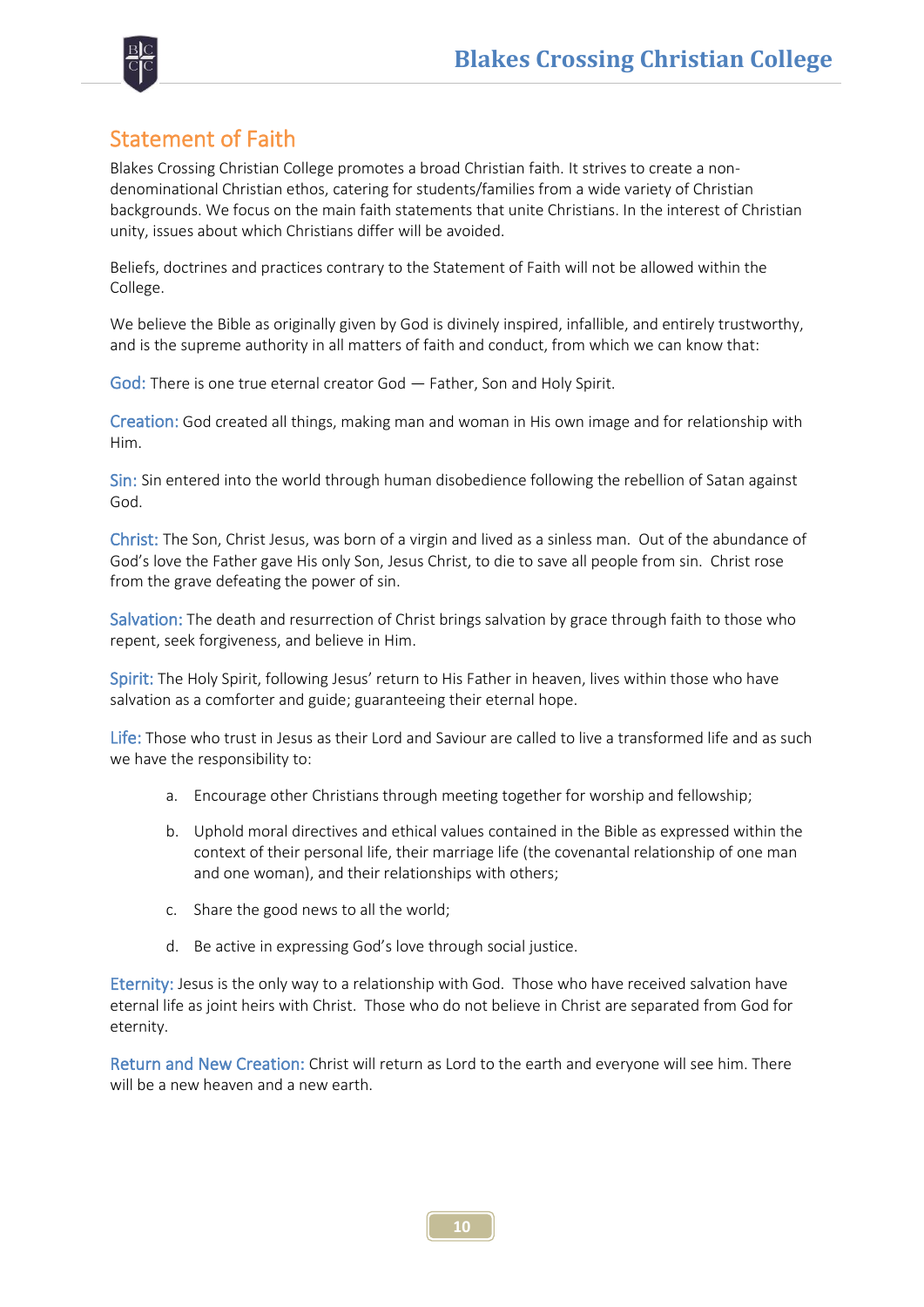## Statement of Faith

Blakes Crossing Christian College promotes a broad Christian faith. It strives to create a non-denominational Christian ethos, catering for students/families from a wide variety of Christian backgrounds. We focus on the main faith statements that unite Christians. In the interest of Christian unity, issues about which Christians differ will be avoided.

Beliefs, doctrines and practices contrary to the Statement of Faith will not be allowed within the College.

We believe the Bible as originally given by God is divinely inspired, infallible, and entirely trustworthy, and is the supreme authority in all matters of faith and conduct, from which we can know that:

**God:** There is one true eternal creator God — Father, Son and Holy Spirit.

**Creation:** God created all things, making man and woman in His own image and for relationship with Him.

**Sin:** Sin entered into the world through human disobedience following the rebellion of Satan against God.

**Christ:** The Son, Christ Jesus, was born of a virgin and lived as a sinless man. Out of the abundance of God's love the Father gave His only Son, Jesus Christ, to die to save all people from sin. Christ rose from the grave defeating the power of sin.

**Salvation:** The death and resurrection of Christ brings salvation by grace through faith to those who repent, seek forgiveness, and believe in Him.

**Spirit:** The Holy Spirit, following Jesus' return to His Father in heaven, lives within those who have salvation as a comforter and guide; guaranteeing their eternal hope.

**Life:** Those who trust in Jesus as their Lord and Saviour are called to live a transformed life and as such we have the responsibility to:

a. Encourage other Christians through meeting together for worship and fellowship;

b. Uphold moral directives and ethical values contained in the Bible as expressed within the context of their personal life, their marriage life (the covenantal relationship of one man and one woman), and their relationships with others;

c. Share the good news to all the world;

d. Be active in expressing God's love through social justice.

**Eternity:** Jesus is the only way to a relationship with God. Those who have received salvation have eternal life as joint heirs with Christ. Those who do not believe in Christ are separated from God for eternity.

**Return and New Creation:** Christ will return as Lord to the earth and everyone will see him. There will be a new heaven and a new earth.